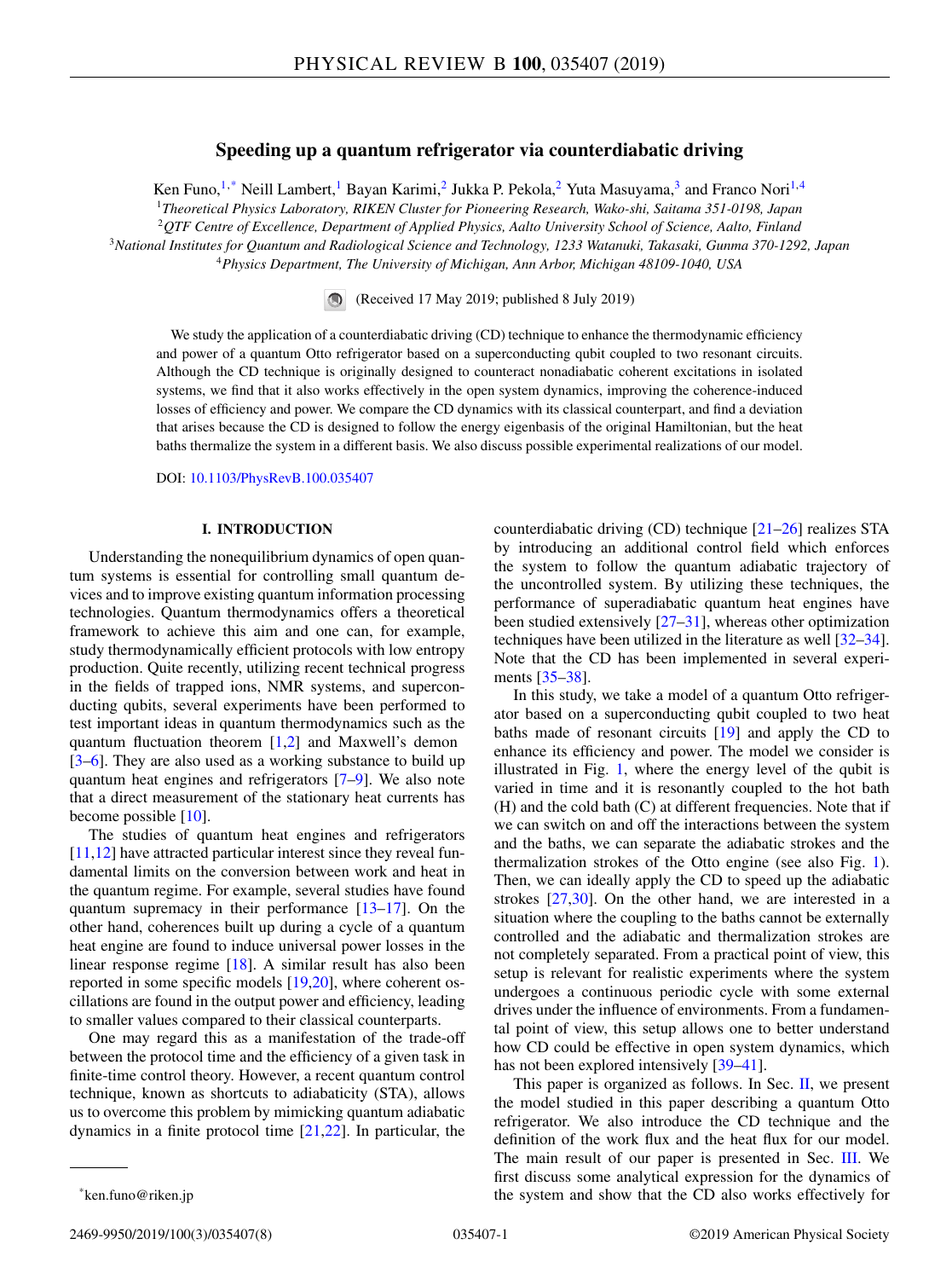# Speeding up a quantum refrigerator via counterdiabatic driving

Ken Funo,[1,*] Neill Lambert,[1] Bayan Karimi,[2] Jukka P. Pekola,[2] Yuta Masuyama,[3] and Franco Nori[1,4]

[1]*Theoretical Physics Laboratory, RIKEN Cluster for Pioneering Research, Wako-shi, Saitama 351-0198, Japan*
[2]*QTF Centre of Excellence, Department of Applied Physics, Aalto University School of Science, Aalto, Finland*
[3]*National Institutes for Quantum and Radiological Science and Technology, 1233 Watanuki, Takasaki, Gunma 370-1292, Japan*
[4]*Physics Department, The University of Michigan, Ann Arbor, Michigan 48109-1040, USA*

(Received 17 May 2019; published 8 July 2019)

We study the application of a counterdiabatic driving (CD) technique to enhance the thermodynamic efficiency and power of a quantum Otto refrigerator based on a superconducting qubit coupled to two resonant circuits. Although the CD technique is originally designed to counteract nonadiabatic coherent excitations in isolated systems, we find that it also works effectively in the open system dynamics, improving the coherence-induced losses of efficiency and power. We compare the CD dynamics with its classical counterpart, and find a deviation that arises because the CD is designed to follow the energy eigenbasis of the original Hamiltonian, but the heat baths thermalize the system in a different basis. We also discuss possible experimental realizations of our model.

DOI: 10.1103/PhysRevB.100.035407

## I. INTRODUCTION

Understanding the nonequilibrium dynamics of open quantum systems is essential for controlling small quantum devices and to improve existing quantum information processing technologies. Quantum thermodynamics offers a theoretical framework to achieve this aim and one can, for example, study thermodynamically efficient protocols with low entropy production. Quite recently, utilizing recent technical progress in the fields of trapped ions, NMR systems, and superconducting qubits, several experiments have been performed to test important ideas in quantum thermodynamics such as the quantum fluctuation theorem [1,2] and Maxwell's demon [3–6]. They are also used as a working substance to build up quantum heat engines and refrigerators [7–9]. We also note that a direct measurement of the stationary heat currents has become possible [10].

The studies of quantum heat engines and refrigerators [11,12] have attracted particular interest since they reveal fundamental limits on the conversion between work and heat in the quantum regime. For example, several studies have found quantum supremacy in their performance [13–17]. On the other hand, coherences built up during a cycle of a quantum heat engine are found to induce universal power losses in the linear response regime [18]. A similar result has also been reported in some specific models [19,20], where coherent oscillations are found in the output power and efficiency, leading to smaller values compared to their classical counterparts.

One may regard this as a manifestation of the trade-off between the protocol time and the efficiency of a given task in finite-time control theory. However, a recent quantum control technique, known as shortcuts to adiabaticity (STA), allows us to overcome this problem by mimicking quantum adiabatic dynamics in a finite protocol time [21,22]. In particular, the counterdiabatic driving (CD) technique [21–26] realizes STA by introducing an additional control field which enforces the system to follow the quantum adiabatic trajectory of the uncontrolled system. By utilizing these techniques, the performance of superadiabatic quantum heat engines have been studied extensively [27–31], whereas other optimization techniques have been utilized in the literature as well [32–34]. Note that the CD has been implemented in several experiments [35–38].

In this study, we take a model of a quantum Otto refrigerator based on a superconducting qubit coupled to two heat baths made of resonant circuits [19] and apply the CD to enhance its efficiency and power. The model we consider is illustrated in Fig. 1, where the energy level of the qubit is varied in time and it is resonantly coupled to the hot bath (H) and the cold bath (C) at different frequencies. Note that if we can switch on and off the interactions between the system and the baths, we can separate the adiabatic strokes and the thermalization strokes of the Otto engine (see also Fig. 1). Then, we can ideally apply the CD to speed up the adiabatic strokes [27,30]. On the other hand, we are interested in a situation where the coupling to the baths cannot be externally controlled and the adiabatic and thermalization strokes are not completely separated. From a practical point of view, this setup is relevant for realistic experiments where the system undergoes a continuous periodic cycle with some external drives under the influence of environments. From a fundamental point of view, this setup allows one to better understand how CD could be effective in open system dynamics, which has not been explored intensively [39–41].

This paper is organized as follows. In Sec. II, we present the model studied in this paper describing a quantum Otto refrigerator. We also introduce the CD technique and the definition of the work flux and the heat flux for our model. The main result of our paper is presented in Sec. III. We first discuss some analytical expression for the dynamics of the system and show that the CD also works effectively for

*ken.funo@riken.jp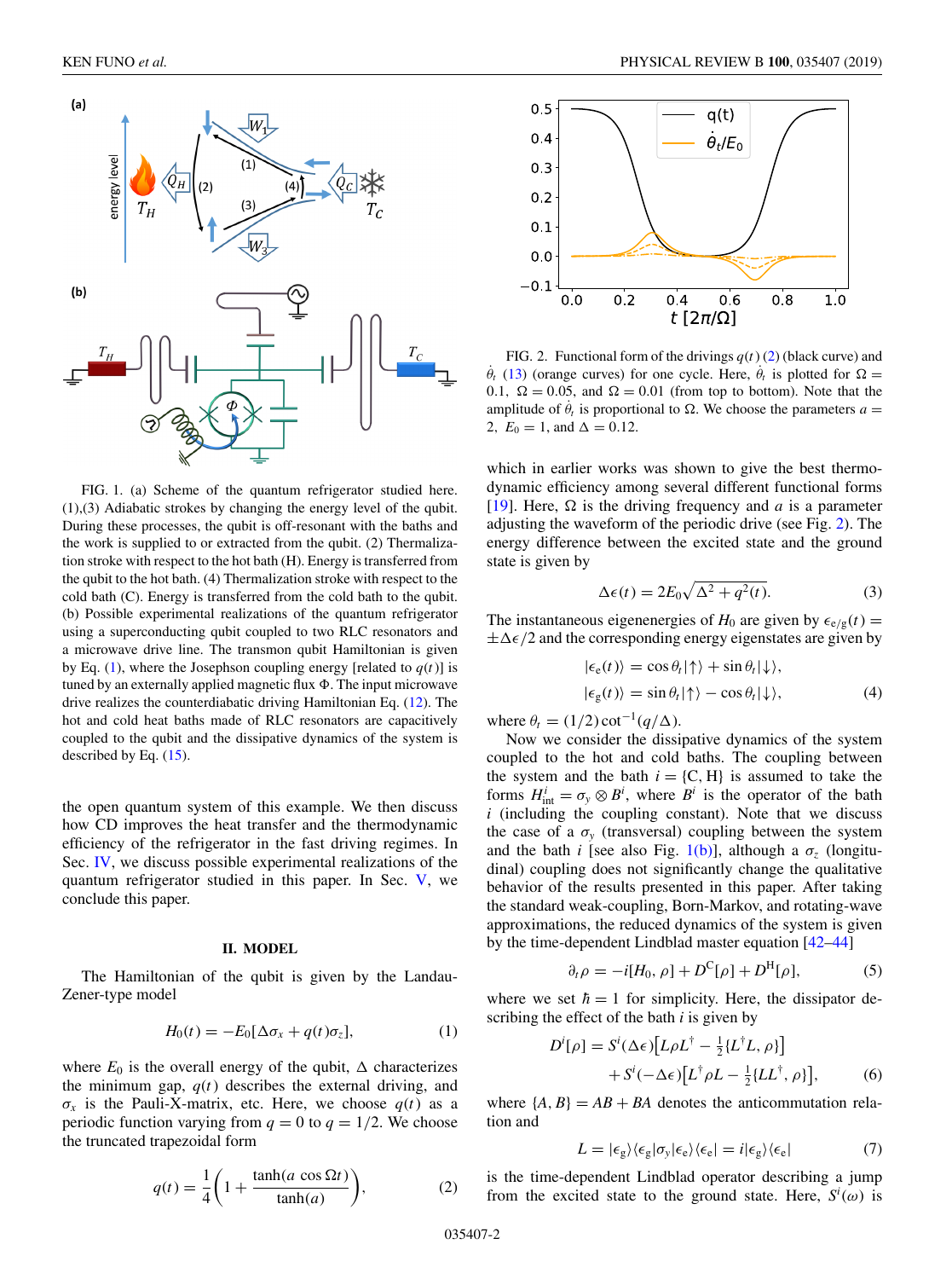FIG. 1. (a) Scheme of the quantum refrigerator studied here. (1),(3) Adiabatic strokes by changing the energy level of the qubit. During these processes, the qubit is off-resonant with the baths and the work is supplied to or extracted from the qubit. (2) Thermalization stroke with respect to the hot bath (H). Energy is transferred from the qubit to the hot bath. (4) Thermalization stroke with respect to the cold bath (C). Energy is transferred from the cold bath to the qubit. (b) Possible experimental realizations of the quantum refrigerator using a superconducting qubit coupled to two RLC resonators and a microwave drive line. The transmon qubit Hamiltonian is given by Eq. (1), where the Josephson coupling energy [related to $q(t)$] is tuned by an externally applied magnetic flux $\Phi$. The input microwave drive realizes the counterdiabatic driving Hamiltonian Eq. (12). The hot and cold heat baths made of RLC resonators are capacitively coupled to the qubit and the dissipative dynamics of the system is described by Eq. (15).

the open quantum system of this example. We then discuss how CD improves the heat transfer and the thermodynamic efficiency of the refrigerator in the fast driving regimes. In Sec. IV, we discuss possible experimental realizations of the quantum refrigerator studied in this paper. In Sec. V, we conclude this paper.

## II. MODEL

The Hamiltonian of the qubit is given by the Landau-Zener-type model

$$H_0(t) = -E_0[\Delta\sigma_x + q(t)\sigma_z], \tag{1}$$

where $E_0$ is the overall energy of the qubit, $\Delta$ characterizes the minimum gap, $q(t)$ describes the external driving, and $\sigma_x$ is the Pauli-X-matrix, etc. Here, we choose $q(t)$ as a periodic function varying from $q = 0$ to $q = 1/2$. We choose the truncated trapezoidal form

$$q(t) = \frac{1}{4}\left(1 + \frac{\tanh(a\cos\Omega t)}{\tanh(a)}\right), \tag{2}$$

FIG. 2. Functional form of the drivings $q(t)$ (2) (black curve) and $\dot{\theta}_t$ (13) (orange curves) for one cycle. Here, $\dot{\theta}_t$ is plotted for $\Omega = 0.1$, $\Omega = 0.05$, and $\Omega = 0.01$ (from top to bottom). Note that the amplitude of $\dot{\theta}_t$ is proportional to $\Omega$. We choose the parameters $a = 2$, $E_0 = 1$, and $\Delta = 0.12$.

which in earlier works was shown to give the best thermodynamic efficiency among several different functional forms [19]. Here, $\Omega$ is the driving frequency and $a$ is a parameter adjusting the waveform of the periodic drive (see Fig. 2). The energy difference between the excited state and the ground state is given by

$$\Delta\epsilon(t) = 2E_0\sqrt{\Delta^2 + q^2(t)}. \tag{3}$$

The instantaneous eigenenergies of $H_0$ are given by $\epsilon_{e/g}(t) = \pm\Delta\epsilon/2$ and the corresponding energy eigenstates are given by

$$\begin{aligned} |\epsilon_e(t)\rangle &= \cos\theta_t|\uparrow\rangle + \sin\theta_t|\downarrow\rangle, \\ |\epsilon_g(t)\rangle &= \sin\theta_t|\uparrow\rangle - \cos\theta_t|\downarrow\rangle, \end{aligned} \tag{4}$$

where $\theta_t = (1/2)\cot^{-1}(q/\Delta)$.

Now we consider the dissipative dynamics of the system coupled to the hot and cold baths. The coupling between the system and the bath $i = \{\mathrm{C}, \mathrm{H}\}$ is assumed to take the forms $H^i_{\mathrm{int}} = \sigma_y \otimes B^i$, where $B^i$ is the operator of the bath $i$ (including the coupling constant). Note that we discuss the case of a $\sigma_y$ (transversal) coupling between the system and the bath $i$ [see also Fig. 1(b)], although a $\sigma_z$ (longitudinal) coupling does not significantly change the qualitative behavior of the results presented in this paper. After taking the standard weak-coupling, Born-Markov, and rotating-wave approximations, the reduced dynamics of the system is given by the time-dependent Lindblad master equation [42–44]

$$\partial_t\rho = -i[H_0, \rho] + D^{\mathrm{C}}[\rho] + D^{\mathrm{H}}[\rho], \tag{5}$$

where we set $\hbar = 1$ for simplicity. Here, the dissipator describing the effect of the bath $i$ is given by

$$\begin{aligned} D^i[\rho] = &\, S^i(\Delta\epsilon)\left[L\rho L^\dagger - \tfrac{1}{2}\{L^\dagger L, \rho\}\right] \\ &+ S^i(-\Delta\epsilon)\left[L^\dagger\rho L - \tfrac{1}{2}\{LL^\dagger, \rho\}\right], \end{aligned} \tag{6}$$

where $\{A, B\} = AB + BA$ denotes the anticommutation relation and

$$L = |\epsilon_g\rangle\langle\epsilon_g|\sigma_y|\epsilon_e\rangle\langle\epsilon_e| = i|\epsilon_g\rangle\langle\epsilon_e| \tag{7}$$

is the time-dependent Lindblad operator describing a jump from the excited state to the ground state. Here, $S^i(\omega)$ is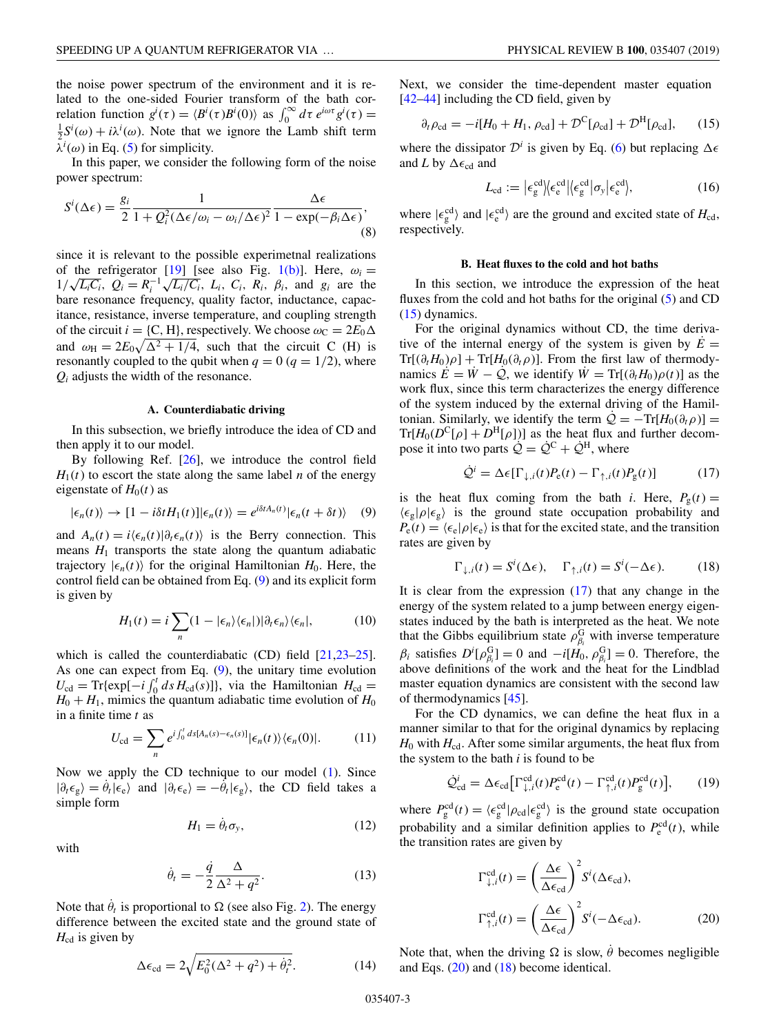the noise power spectrum of the environment and it is related to the one-sided Fourier transform of the bath correlation function $g^i(\tau) = \langle B^i(\tau)B^i(0)\rangle$ as $\int_0^\infty d\tau\, e^{i\omega\tau} g^i(\tau) = \frac{1}{2}S^i(\omega) + i\lambda^i(\omega)$. Note that we ignore the Lamb shift term $\lambda^i(\omega)$ in Eq. (5) for simplicity.

In this paper, we consider the following form of the noise power spectrum:

$$S^i(\Delta\epsilon) = \frac{g_i}{2}\frac{1}{1+Q_i^2(\Delta\epsilon/\omega_i - \omega_i/\Delta\epsilon)^2}\frac{\Delta\epsilon}{1-\exp(-\beta_i\Delta\epsilon)}, \tag{8}$$

since it is relevant to the possible experimetnal realizations of the refrigerator [19] [see also Fig. 1(b)]. Here, $\omega_i = 1/\sqrt{L_i C_i}$, $Q_i = R_i^{-1}\sqrt{L_i/C_i}$, $L_i$, $C_i$, $R_i$, $\beta_i$, and $g_i$ are the bare resonance frequency, quality factor, inductance, capacitance, resistance, inverse temperature, and coupling strength of the circuit $i = \{\mathrm{C}, \mathrm{H}\}$, respectively. We choose $\omega_\mathrm{C} = 2E_0\Delta$ and $\omega_\mathrm{H} = 2E_0\sqrt{\Delta^2 + 1/4}$, such that the circuit C (H) is resonantly coupled to the qubit when $q = 0$ ($q = 1/2$), where $Q_i$ adjusts the width of the resonance.

### A. Counterdiabatic driving

In this subsection, we briefly introduce the idea of CD and then apply it to our model.

By following Ref. [26], we introduce the control field $H_1(t)$ to escort the state along the same label $n$ of the energy eigenstate of $H_0(t)$ as

$$|\epsilon_n(t)\rangle \to [1 - i\delta t H_1(t)]|\epsilon_n(t)\rangle = e^{i\delta t A_n(t)}|\epsilon_n(t+\delta t)\rangle \tag{9}$$

and $A_n(t) = i\langle\epsilon_n(t)|\partial_t\epsilon_n(t)\rangle$ is the Berry connection. This means $H_1$ transports the state along the quantum adiabatic trajectory $|\epsilon_n(t)\rangle$ for the original Hamiltonian $H_0$. Here, the control field can be obtained from Eq. (9) and its explicit form is given by

$$H_1(t) = i\sum_n (1 - |\epsilon_n\rangle\langle\epsilon_n|)|\partial_t\epsilon_n\rangle\langle\epsilon_n|, \tag{10}$$

which is called the counterdiabatic (CD) field [21,23–25]. As one can expect from Eq. (9), the unitary time evolution $U_\mathrm{cd} = \mathrm{Tr}\{\exp[-i\int_0^t ds\, H_\mathrm{cd}(s)]\}$, via the Hamiltonian $H_\mathrm{cd} = H_0 + H_1$, mimics the quantum adiabatic time evolution of $H_0$ in a finite time $t$ as

$$U_\mathrm{cd} = \sum_n e^{i\int_0^t ds[A_n(s) - \epsilon_n(s)]}|\epsilon_n(t)\rangle\langle\epsilon_n(0)|. \tag{11}$$

Now we apply the CD technique to our model (1). Since $|\partial_t\epsilon_\mathrm{g}\rangle = \dot{\theta}_t|\epsilon_\mathrm{e}\rangle$ and $|\partial_t\epsilon_\mathrm{e}\rangle = -\dot{\theta}_t|\epsilon_\mathrm{g}\rangle$, the CD field takes a simple form

$$H_1 = \dot{\theta}_t\sigma_y, \tag{12}$$

with

$$\dot{\theta}_t = -\frac{\dot{q}}{2}\frac{\Delta}{\Delta^2 + q^2}. \tag{13}$$

Note that $\dot{\theta}_t$ is proportional to $\Omega$ (see also Fig. 2). The energy difference between the excited state and the ground state of $H_\mathrm{cd}$ is given by

$$\Delta\epsilon_\mathrm{cd} = 2\sqrt{E_0^2(\Delta^2 + q^2) + \dot{\theta}_t^2}. \tag{14}$$

Next, we consider the time-dependent master equation [42–44] including the CD field, given by

$$\partial_t\rho_\mathrm{cd} = -i[H_0 + H_1, \rho_\mathrm{cd}] + \mathcal{D}^\mathrm{C}[\rho_\mathrm{cd}] + \mathcal{D}^\mathrm{H}[\rho_\mathrm{cd}], \tag{15}$$

where the dissipator $\mathcal{D}^i$ is given by Eq. (6) but replacing $\Delta\epsilon$ and $L$ by $\Delta\epsilon_\mathrm{cd}$ and

$$L_\mathrm{cd} := |\epsilon_\mathrm{g}^\mathrm{cd}\rangle\langle\epsilon_\mathrm{e}^\mathrm{cd}|\langle\epsilon_\mathrm{g}^\mathrm{cd}|\sigma_y|\epsilon_\mathrm{e}^\mathrm{cd}\rangle, \tag{16}$$

where $|\epsilon_\mathrm{g}^\mathrm{cd}\rangle$ and $|\epsilon_\mathrm{e}^\mathrm{cd}\rangle$ are the ground and excited state of $H_\mathrm{cd}$, respectively.

### B. Heat fluxes to the cold and hot baths

In this section, we introduce the expression of the heat fluxes from the cold and hot baths for the original (5) and CD (15) dynamics.

For the original dynamics without CD, the time derivative of the internal energy of the system is given by $\dot{E} = \mathrm{Tr}[(\partial_t H_0)\rho] + \mathrm{Tr}[H_0(\partial_t\rho)]$. From the first law of thermodynamics $\dot{E} = \dot{W} - \dot{\mathcal{Q}}$, we identify $\dot{W} = \mathrm{Tr}[(\partial_t H_0)\rho(t)]$ as the work flux, since this term characterizes the energy difference of the system induced by the external driving of the Hamiltonian. Similarly, we identify the term $\dot{\mathcal{Q}} = -\mathrm{Tr}[H_0(\partial_t\rho)] = \mathrm{Tr}[H_0(D^\mathrm{C}[\rho] + D^\mathrm{H}[\rho])]$ as the heat flux and further decompose it into two parts $\dot{\mathcal{Q}} = \dot{\mathcal{Q}}^\mathrm{C} + \dot{\mathcal{Q}}^\mathrm{H}$, where

$$\dot{\mathcal{Q}}^i = \Delta\epsilon[\Gamma_{\downarrow,i}(t)P_\mathrm{e}(t) - \Gamma_{\uparrow,i}(t)P_\mathrm{g}(t)] \tag{17}$$

is the heat flux coming from the bath $i$. Here, $P_\mathrm{g}(t) = \langle\epsilon_\mathrm{g}|\rho|\epsilon_\mathrm{g}\rangle$ is the ground state occupation probability and $P_\mathrm{e}(t) = \langle\epsilon_\mathrm{e}|\rho|\epsilon_\mathrm{e}\rangle$ is that for the excited state, and the transition rates are given by

$$\Gamma_{\downarrow,i}(t) = S^i(\Delta\epsilon), \quad \Gamma_{\uparrow,i}(t) = S^i(-\Delta\epsilon). \tag{18}$$

It is clear from the expression (17) that any change in the energy of the system related to a jump between energy eigenstates induced by the bath is interpreted as the heat. We note that the Gibbs equilibrium state $\rho_{\beta_i}^\mathrm{G}$ with inverse temperature $\beta_i$ satisfies $D^i[\rho_{\beta_i}^\mathrm{G}] = 0$ and $-i[H_0, \rho_{\beta_i}^\mathrm{G}] = 0$. Therefore, the above definitions of the work and the heat for the Lindblad master equation dynamics are consistent with the second law of thermodynamics [45].

For the CD dynamics, we can define the heat flux in a manner similar to that for the original dynamics by replacing $H_0$ with $H_\mathrm{cd}$. After some similar arguments, the heat flux from the system to the bath $i$ is found to be

$$\dot{\mathcal{Q}}_\mathrm{cd}^i = \Delta\epsilon_\mathrm{cd}\left[\Gamma_{\downarrow,i}^\mathrm{cd}(t)P_\mathrm{e}^\mathrm{cd}(t) - \Gamma_{\uparrow,i}^\mathrm{cd}(t)P_\mathrm{g}^\mathrm{cd}(t)\right], \tag{19}$$

where $P_\mathrm{g}^\mathrm{cd}(t) = \langle\epsilon_\mathrm{g}^\mathrm{cd}|\rho_\mathrm{cd}|\epsilon_\mathrm{g}^\mathrm{cd}\rangle$ is the ground state occupation probability and a similar definition applies to $P_\mathrm{e}^\mathrm{cd}(t)$, while the transition rates are given by

$$\Gamma_{\downarrow,i}^\mathrm{cd}(t) = \left(\frac{\Delta\epsilon}{\Delta\epsilon_\mathrm{cd}}\right)^2 S^i(\Delta\epsilon_\mathrm{cd}),$$
$$\Gamma_{\uparrow,i}^\mathrm{cd}(t) = \left(\frac{\Delta\epsilon}{\Delta\epsilon_\mathrm{cd}}\right)^2 S^i(-\Delta\epsilon_\mathrm{cd}). \tag{20}$$

Note that, when the driving $\Omega$ is slow, $\dot{\theta}$ becomes negligible and Eqs. (20) and (18) become identical.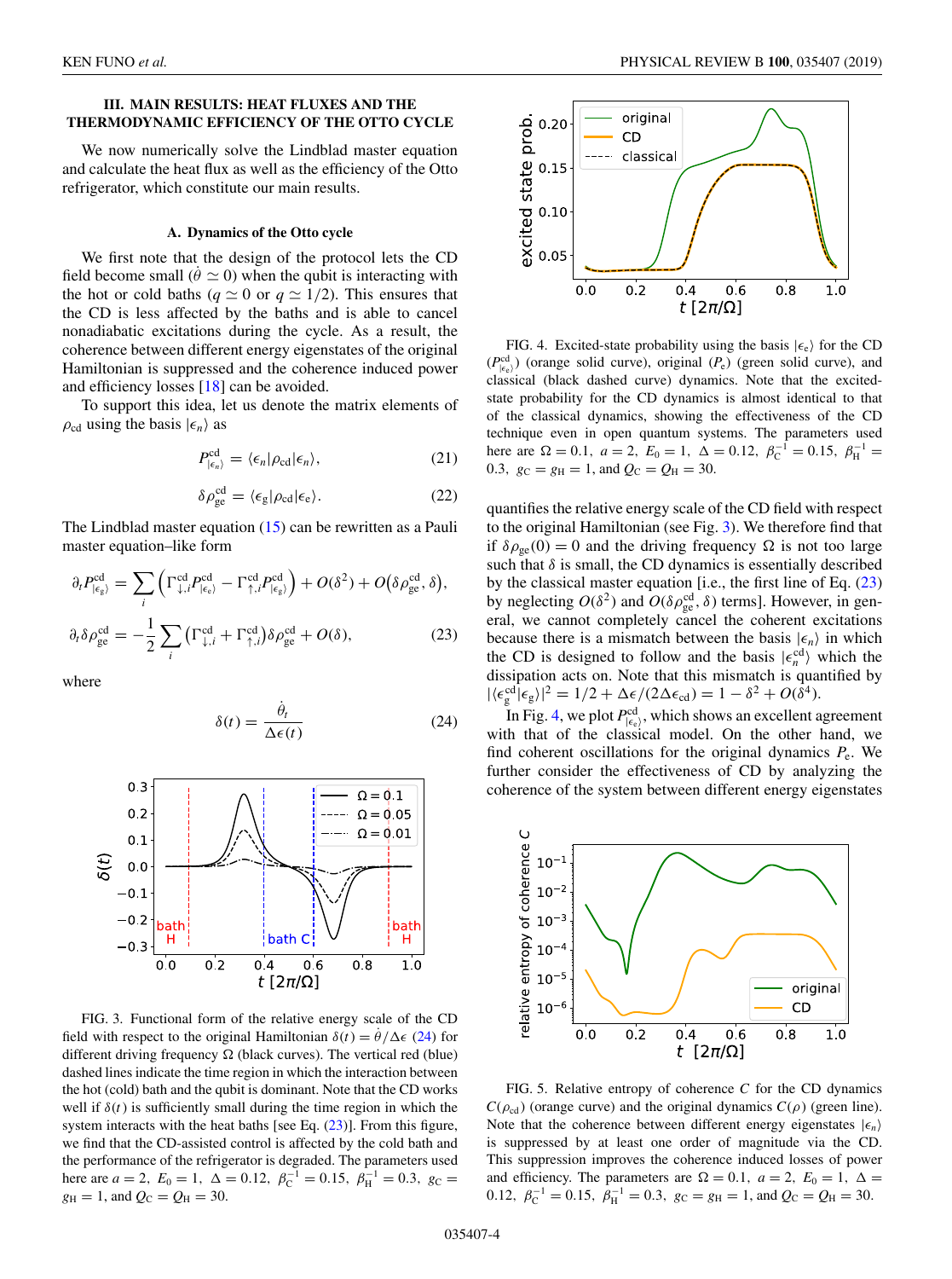## III. MAIN RESULTS: HEAT FLUXES AND THE THERMODYNAMIC EFFICIENCY OF THE OTTO CYCLE

We now numerically solve the Lindblad master equation and calculate the heat flux as well as the efficiency of the Otto refrigerator, which constitute our main results.

### A. Dynamics of the Otto cycle

We first note that the design of the protocol lets the CD field become small ($\dot{\theta} \simeq 0$) when the qubit is interacting with the hot or cold baths ($q \simeq 0$ or $q \simeq 1/2$). This ensures that the CD is less affected by the baths and is able to cancel nonadiabatic excitations during the cycle. As a result, the coherence between different energy eigenstates of the original Hamiltonian is suppressed and the coherence induced power and efficiency losses [18] can be avoided.

To support this idea, let us denote the matrix elements of $\rho_{\rm cd}$ using the basis $|\epsilon_n\rangle$ as

$$P^{\rm cd}_{|\epsilon_n\rangle} = \langle \epsilon_n | \rho_{\rm cd} | \epsilon_n \rangle, \tag{21}$$

$$\delta \rho^{\rm cd}_{\rm ge} = \langle \epsilon_{\rm g} | \rho_{\rm cd} | \epsilon_{\rm e} \rangle. \tag{22}$$

The Lindblad master equation (15) can be rewritten as a Pauli master equation–like form

$$\begin{aligned}
\partial_t P^{\rm cd}_{|\epsilon_{\rm g}\rangle} &= \sum_i \left( \Gamma^{\rm cd}_{\downarrow,i} P^{\rm cd}_{|\epsilon_{\rm e}\rangle} - \Gamma^{\rm cd}_{\uparrow,i} P^{\rm cd}_{|\epsilon_{\rm g}\rangle} \right) + O(\delta^2) + O\big(\delta\rho^{\rm cd}_{\rm ge}, \delta\big), \\
\partial_t \delta\rho^{\rm cd}_{\rm ge} &= -\frac{1}{2} \sum_i \left( \Gamma^{\rm cd}_{\downarrow,i} + \Gamma^{\rm cd}_{\uparrow,i} \right) \delta\rho^{\rm cd}_{\rm ge} + O(\delta),
\end{aligned} \tag{23}$$

where

$$\delta(t) = \frac{\dot{\theta}_t}{\Delta\epsilon(t)} \tag{24}$$

FIG. 3. Functional form of the relative energy scale of the CD field with respect to the original Hamiltonian $\delta(t) = \dot{\theta}/\Delta\epsilon$ (24) for different driving frequency $\Omega$ (black curves). The vertical red (blue) dashed lines indicate the time region in which the interaction between the hot (cold) bath and the qubit is dominant. Note that the CD works well if $\delta(t)$ is sufficiently small during the time region in which the system interacts with the heat baths [see Eq. (23)]. From this figure, we find that the CD-assisted control is affected by the cold bath and the performance of the refrigerator is degraded. The parameters used here are $a = 2,\ E_0 = 1,\ \Delta = 0.12,\ \beta_{\rm C}^{-1} = 0.15,\ \beta_{\rm H}^{-1} = 0.3,\ g_{\rm C} = g_{\rm H} = 1$, and $Q_{\rm C} = Q_{\rm H} = 30$.

quantifies the relative energy scale of the CD field with respect to the original Hamiltonian (see Fig. 3). We therefore find that if $\delta\rho_{\rm ge}(0) = 0$ and the driving frequency $\Omega$ is not too large such that $\delta$ is small, the CD dynamics is essentially described by the classical master equation [i.e., the first line of Eq. (23) by neglecting $O(\delta^2)$ and $O(\delta\rho^{\rm cd}_{\rm ge}, \delta)$ terms]. However, in general, we cannot completely cancel the coherent excitations because there is a mismatch between the basis $|\epsilon_n\rangle$ in which the CD is designed to follow and the basis $|\epsilon_n^{\rm cd}\rangle$ which the dissipation acts on. Note that this mismatch is quantified by $|\langle \epsilon^{\rm cd}_{\rm g} | \epsilon_{\rm g} \rangle|^2 = 1/2 + \Delta\epsilon/(2\Delta\epsilon_{\rm cd}) = 1 - \delta^2 + O(\delta^4)$.

FIG. 4. Excited-state probability using the basis $|\epsilon_{\rm e}\rangle$ for the CD ($P^{\rm cd}_{|\epsilon_{\rm e}\rangle}$) (orange solid curve), original ($P_{\rm e}$) (green solid curve), and classical (black dashed curve) dynamics. Note that the excited-state probability for the CD dynamics is almost identical to that of the classical dynamics, showing the effectiveness of the CD technique even in open quantum systems. The parameters used here are $\Omega = 0.1,\ a = 2,\ E_0 = 1,\ \Delta = 0.12,\ \beta_{\rm C}^{-1} = 0.15,\ \beta_{\rm H}^{-1} = 0.3,\ g_{\rm C} = g_{\rm H} = 1$, and $Q_{\rm C} = Q_{\rm H} = 30$.

In Fig. 4, we plot $P^{\rm cd}_{|\epsilon_{\rm e}\rangle}$, which shows an excellent agreement with that of the classical model. On the other hand, we find coherent oscillations for the original dynamics $P_{\rm e}$. We further consider the effectiveness of CD by analyzing the coherence of the system between different energy eigenstates

FIG. 5. Relative entropy of coherence $C$ for the CD dynamics $C(\rho_{\rm cd})$ (orange curve) and the original dynamics $C(\rho)$ (green line). Note that the coherence between different energy eigenstates $|\epsilon_n\rangle$ is suppressed by at least one order of magnitude via the CD. This suppression improves the coherence induced losses of power and efficiency. The parameters are $\Omega = 0.1,\ a = 2,\ E_0 = 1,\ \Delta = 0.12,\ \beta_{\rm C}^{-1} = 0.15,\ \beta_{\rm H}^{-1} = 0.3,\ g_{\rm C} = g_{\rm H} = 1$, and $Q_{\rm C} = Q_{\rm H} = 30$.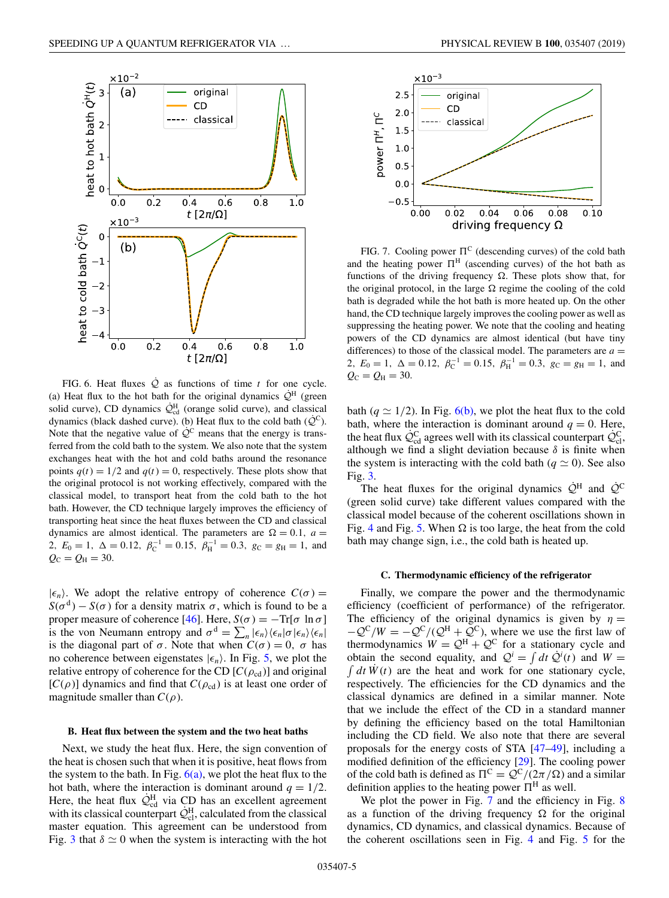FIG. 6. Heat fluxes $\dot{\mathcal{Q}}$ as functions of time $t$ for one cycle. (a) Heat flux to the hot bath for the original dynamics $\dot{\mathcal{Q}}^{\mathrm{H}}$ (green solid curve), CD dynamics $\dot{\mathcal{Q}}^{\mathrm{H}}_{\mathrm{cd}}$ (orange solid curve), and classical dynamics (black dashed curve). (b) Heat flux to the cold bath ($\dot{\mathcal{Q}}^{\mathrm{C}}$). Note that the negative value of $\dot{\mathcal{Q}}^{\mathrm{C}}$ means that the energy is transferred from the cold bath to the system. We also note that the system exchanges heat with the hot and cold baths around the resonance points $q(t) = 1/2$ and $q(t) = 0$, respectively. These plots show that the original protocol is not working effectively, compared with the classical model, to transport heat from the cold bath to the hot bath. However, the CD technique largely improves the efficiency of transporting heat since the heat fluxes between the CD and classical dynamics are almost identical. The parameters are $\Omega = 0.1$, $a = 2$, $E_0 = 1$, $\Delta = 0.12$, $\beta_{\mathrm{C}}^{-1} = 0.15$, $\beta_{\mathrm{H}}^{-1} = 0.3$, $g_{\mathrm{C}} = g_{\mathrm{H}} = 1$, and $Q_{\mathrm{C}} = Q_{\mathrm{H}} = 30$.

$|\epsilon_n\rangle$. We adopt the relative entropy of coherence $C(\sigma) = S(\sigma^{\mathrm{d}}) - S(\sigma)$ for a density matrix $\sigma$, which is found to be a proper measure of coherence [46]. Here, $S(\sigma) = -\mathrm{Tr}[\sigma \ln \sigma]$ is the von Neumann entropy and $\sigma^{\mathrm{d}} = \sum_n |\epsilon_n\rangle\langle\epsilon_n|\sigma|\epsilon_n\rangle\langle\epsilon_n|$ is the diagonal part of $\sigma$. Note that when $C(\sigma) = 0$, $\sigma$ has no coherence between eigenstates $|\epsilon_n\rangle$. In Fig. 5, we plot the relative entropy of coherence for the CD [$C(\rho_{\mathrm{cd}})$] and original [$C(\rho)$] dynamics and find that $C(\rho_{\mathrm{cd}})$ is at least one order of magnitude smaller than $C(\rho)$.

### B. Heat flux between the system and the two heat baths

Next, we study the heat flux. Here, the sign convention of the heat is chosen such that when it is positive, heat flows from the system to the bath. In Fig. 6(a), we plot the heat flux to the hot bath, where the interaction is dominant around $q = 1/2$. Here, the heat flux $\dot{\mathcal{Q}}^{\mathrm{H}}_{\mathrm{cd}}$ via CD has an excellent agreement with its classical counterpart $\dot{\mathcal{Q}}^{\mathrm{H}}_{\mathrm{cl}}$, calculated from the classical master equation. This agreement can be understood from Fig. 3 that $\delta \simeq 0$ when the system is interacting with the hot bath ($q \simeq 1/2$). In Fig. 6(b), we plot the heat flux to the cold bath, where the interaction is dominant around $q = 0$. Here, the heat flux $\dot{\mathcal{Q}}^{\mathrm{C}}_{\mathrm{cd}}$ agrees well with its classical counterpart $\dot{\mathcal{Q}}^{\mathrm{C}}_{\mathrm{cl}}$, although we find a slight deviation because $\delta$ is finite when the system is interacting with the cold bath ($q \simeq 0$). See also Fig. 3.

The heat fluxes for the original dynamics $\dot{\mathcal{Q}}^{\mathrm{H}}$ and $\dot{\mathcal{Q}}^{\mathrm{C}}$ (green solid curve) take different values compared with the classical model because of the coherent oscillations shown in Fig. 4 and Fig. 5. When $\Omega$ is too large, the heat from the cold bath may change sign, i.e., the cold bath is heated up.

FIG. 7. Cooling power $\Pi^{\mathrm{C}}$ (descending curves) of the cold bath and the heating power $\Pi^{\mathrm{H}}$ (ascending curves) of the hot bath as functions of the driving frequency $\Omega$. These plots show that, for the original protocol, in the large $\Omega$ regime the cooling of the cold bath is degraded while the hot bath is more heated up. On the other hand, the CD technique largely improves the cooling power as well as suppressing the heating power. We note that the cooling and heating powers of the CD dynamics are almost identical (but have tiny differences) to those of the classical model. The parameters are $a = 2$, $E_0 = 1$, $\Delta = 0.12$, $\beta_{\mathrm{C}}^{-1} = 0.15$, $\beta_{\mathrm{H}}^{-1} = 0.3$, $g_{\mathrm{C}} = g_{\mathrm{H}} = 1$, and $Q_{\mathrm{C}} = Q_{\mathrm{H}} = 30$.

### C. Thermodynamic efficiency of the refrigerator

Finally, we compare the power and the thermodynamic efficiency (coefficient of performance) of the refrigerator. The efficiency of the original dynamics is given by $\eta = -\mathcal{Q}^{\mathrm{C}}/W = -\mathcal{Q}^{\mathrm{C}}/(\mathcal{Q}^{\mathrm{H}} + \mathcal{Q}^{\mathrm{C}})$, where we use the first law of thermodynamics $W = \mathcal{Q}^{\mathrm{H}} + \mathcal{Q}^{\mathrm{C}}$ for a stationary cycle and obtain the second equality, and $\mathcal{Q}^i = \int dt\, \dot{\mathcal{Q}}^i(t)$ and $W = \int dt\, \dot{W}(t)$ are the heat and work for one stationary cycle, respectively. The efficiencies for the CD dynamics and the classical dynamics are defined in a similar manner. Note that we include the effect of the CD in a standard manner by defining the efficiency based on the total Hamiltonian including the CD field. We also note that there are several proposals for the energy costs of STA [47–49], including a modified definition of the efficiency [29]. The cooling power of the cold bath is defined as $\Pi^{\mathrm{C}} = \mathcal{Q}^{\mathrm{C}}/(2\pi/\Omega)$ and a similar definition applies to the heating power $\Pi^{\mathrm{H}}$ as well.

We plot the power in Fig. 7 and the efficiency in Fig. 8 as a function of the driving frequency $\Omega$ for the original dynamics, CD dynamics, and classical dynamics. Because of the coherent oscillations seen in Fig. 4 and Fig. 5 for the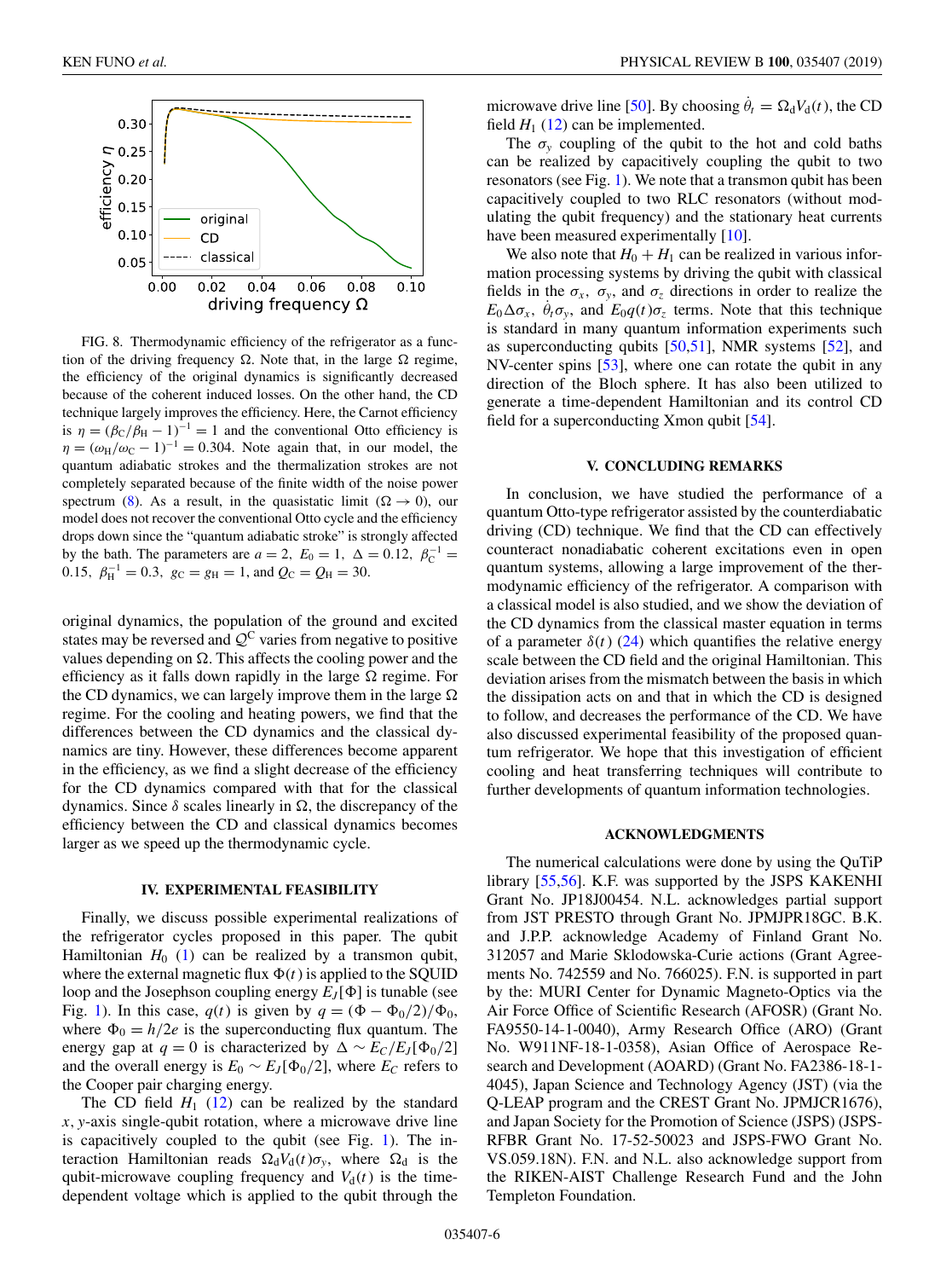FIG. 8. Thermodynamic efficiency of the refrigerator as a function of the driving frequency $\Omega$. Note that, in the large $\Omega$ regime, the efficiency of the original dynamics is significantly decreased because of the coherent induced losses. On the other hand, the CD technique largely improves the efficiency. Here, the Carnot efficiency is $\eta = (\beta_C/\beta_H - 1)^{-1} = 1$ and the conventional Otto efficiency is $\eta = (\omega_H/\omega_C - 1)^{-1} = 0.304$. Note again that, in our model, the quantum adiabatic strokes and the thermalization strokes are not completely separated because of the finite width of the noise power spectrum (8). As a result, in the quasistatic limit ($\Omega \to 0$), our model does not recover the conventional Otto cycle and the efficiency drops down since the "quantum adiabatic stroke" is strongly affected by the bath. The parameters are $a = 2$, $E_0 = 1$, $\Delta = 0.12$, $\beta_C^{-1} = 0.15$, $\beta_H^{-1} = 0.3$, $g_C = g_H = 1$, and $Q_C = Q_H = 30$.

original dynamics, the population of the ground and excited states may be reversed and $\mathcal{Q}^C$ varies from negative to positive values depending on $\Omega$. This affects the cooling power and the efficiency as it falls down rapidly in the large $\Omega$ regime. For the CD dynamics, we can largely improve them in the large $\Omega$ regime. For the cooling and heating powers, we find that the differences between the CD dynamics and the classical dynamics are tiny. However, these differences become apparent in the efficiency, as we find a slight decrease of the efficiency for the CD dynamics compared with that for the classical dynamics. Since $\delta$ scales linearly in $\Omega$, the discrepancy of the efficiency between the CD and classical dynamics becomes larger as we speed up the thermodynamic cycle.

## IV. EXPERIMENTAL FEASIBILITY

Finally, we discuss possible experimental realizations of the refrigerator cycles proposed in this paper. The qubit Hamiltonian $H_0$ (1) can be realized by a transmon qubit, where the external magnetic flux $\Phi(t)$ is applied to the SQUID loop and the Josephson coupling energy $E_J[\Phi]$ is tunable (see Fig. 1). In this case, $q(t)$ is given by $q = (\Phi - \Phi_0/2)/\Phi_0$, where $\Phi_0 = h/2e$ is the superconducting flux quantum. The energy gap at $q = 0$ is characterized by $\Delta \sim E_C/E_J[\Phi_0/2]$ and the overall energy is $E_0 \sim E_J[\Phi_0/2]$, where $E_C$ refers to the Cooper pair charging energy.

The CD field $H_1$ (12) can be realized by the standard $x, y$-axis single-qubit rotation, where a microwave drive line is capacitively coupled to the qubit (see Fig. 1). The interaction Hamiltonian reads $\Omega_d V_d(t)\sigma_y$, where $\Omega_d$ is the qubit-microwave coupling frequency and $V_d(t)$ is the time-dependent voltage which is applied to the qubit through the microwave drive line [50]. By choosing $\dot{\theta}_t = \Omega_d V_d(t)$, the CD field $H_1$ (12) can be implemented.

The $\sigma_y$ coupling of the qubit to the hot and cold baths can be realized by capacitively coupling the qubit to two resonators (see Fig. 1). We note that a transmon qubit has been capacitively coupled to two RLC resonators (without modulating the qubit frequency) and the stationary heat currents have been measured experimentally [10].

We also note that $H_0 + H_1$ can be realized in various information processing systems by driving the qubit with classical fields in the $\sigma_x$, $\sigma_y$, and $\sigma_z$ directions in order to realize the $E_0\Delta\sigma_x$, $\dot{\theta}_t\sigma_y$, and $E_0 q(t)\sigma_z$ terms. Note that this technique is standard in many quantum information experiments such as superconducting qubits [50,51], NMR systems [52], and NV-center spins [53], where one can rotate the qubit in any direction of the Bloch sphere. It has also been utilized to generate a time-dependent Hamiltonian and its control CD field for a superconducting Xmon qubit [54].

## V. CONCLUDING REMARKS

In conclusion, we have studied the performance of a quantum Otto-type refrigerator assisted by the counterdiabatic driving (CD) technique. We find that the CD can effectively counteract nonadiabatic coherent excitations even in open quantum systems, allowing a large improvement of the thermodynamic efficiency of the refrigerator. A comparison with a classical model is also studied, and we show the deviation of the CD dynamics from the classical master equation in terms of a parameter $\delta(t)$ (24) which quantifies the relative energy scale between the CD field and the original Hamiltonian. This deviation arises from the mismatch between the basis in which the dissipation acts on and that in which the CD is designed to follow, and decreases the performance of the CD. We have also discussed experimental feasibility of the proposed quantum refrigerator. We hope that this investigation of efficient cooling and heat transferring techniques will contribute to further developments of quantum information technologies.

## ACKNOWLEDGMENTS

The numerical calculations were done by using the QuTiP library [55,56]. K.F. was supported by the JSPS KAKENHI Grant No. JP18J00454. N.L. acknowledges partial support from JST PRESTO through Grant No. JPMJPR18GC. B.K. and J.P.P. acknowledge Academy of Finland Grant No. 312057 and Marie Sklodowska-Curie actions (Grant Agreements No. 742559 and No. 766025). F.N. is supported in part by the: MURI Center for Dynamic Magneto-Optics via the Air Force Office of Scientific Research (AFOSR) (Grant No. FA9550-14-1-0040), Army Research Office (ARO) (Grant No. W911NF-18-1-0358), Asian Office of Aerospace Research and Development (AOARD) (Grant No. FA2386-18-1-4045), Japan Science and Technology Agency (JST) (via the Q-LEAP program and the CREST Grant No. JPMJCR1676), and Japan Society for the Promotion of Science (JSPS) (JSPS-RFBR Grant No. 17-52-50023 and JSPS-FWO Grant No. VS.059.18N). F.N. and N.L. also acknowledge support from the RIKEN-AIST Challenge Research Fund and the John Templeton Foundation.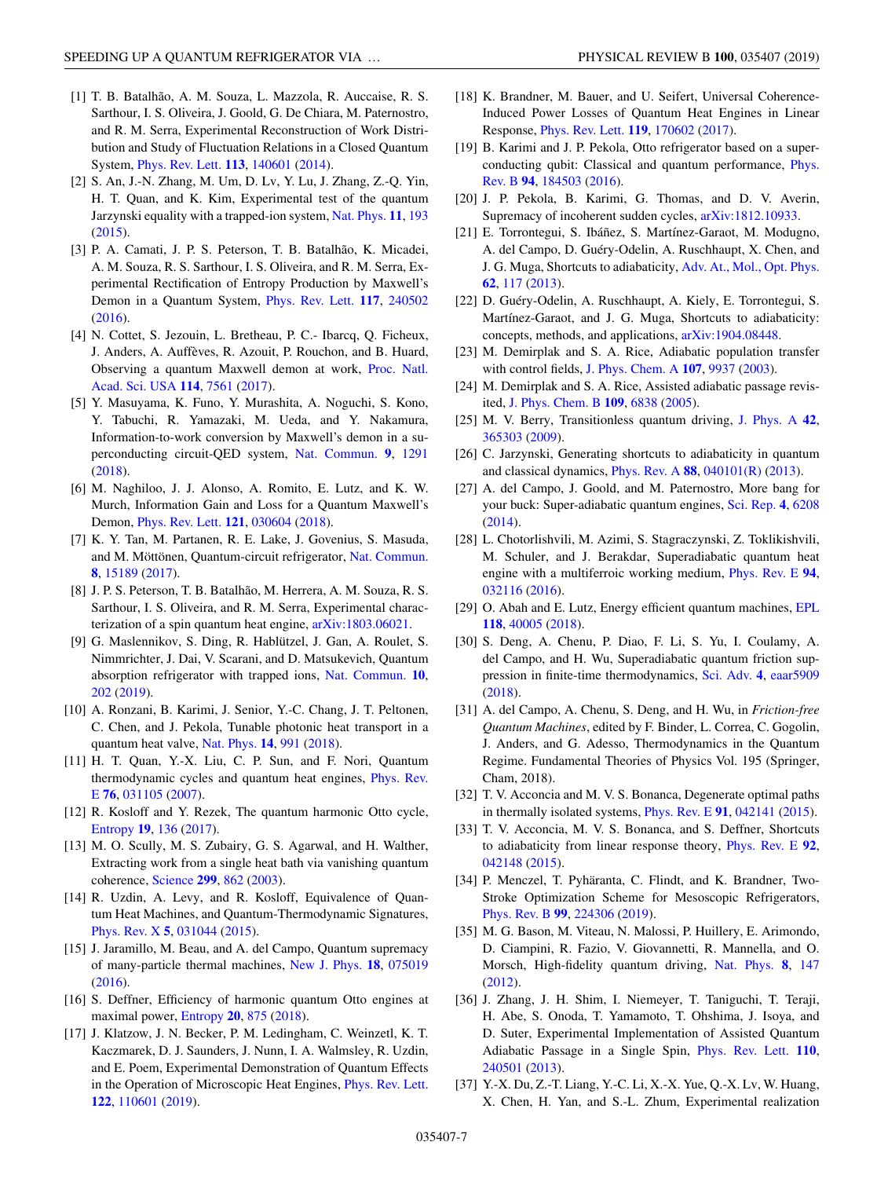[1] T. B. Batalhão, A. M. Souza, L. Mazzola, R. Auccaise, R. S. Sarthour, I. S. Oliveira, J. Goold, G. De Chiara, M. Paternostro, and R. M. Serra, Experimental Reconstruction of Work Distribution and Study of Fluctuation Relations in a Closed Quantum System, Phys. Rev. Lett. **113**, 140601 (2014).

[2] S. An, J.-N. Zhang, M. Um, D. Lv, Y. Lu, J. Zhang, Z.-Q. Yin, H. T. Quan, and K. Kim, Experimental test of the quantum Jarzynski equality with a trapped-ion system, Nat. Phys. **11**, 193 (2015).

[3] P. A. Camati, J. P. S. Peterson, T. B. Batalhão, K. Micadei, A. M. Souza, R. S. Sarthour, I. S. Oliveira, and R. M. Serra, Experimental Rectification of Entropy Production by Maxwell's Demon in a Quantum System, Phys. Rev. Lett. **117**, 240502 (2016).

[4] N. Cottet, S. Jezouin, L. Bretheau, P. C.- Ibarcq, Q. Ficheux, J. Anders, A. Auffèves, R. Azouit, P. Rouchon, and B. Huard, Observing a quantum Maxwell demon at work, Proc. Natl. Acad. Sci. USA **114**, 7561 (2017).

[5] Y. Masuyama, K. Funo, Y. Murashita, A. Noguchi, S. Kono, Y. Tabuchi, R. Yamazaki, M. Ueda, and Y. Nakamura, Information-to-work conversion by Maxwell's demon in a superconducting circuit-QED system, Nat. Commun. **9**, 1291 (2018).

[6] M. Naghiloo, J. J. Alonso, A. Romito, E. Lutz, and K. W. Murch, Information Gain and Loss for a Quantum Maxwell's Demon, Phys. Rev. Lett. **121**, 030604 (2018).

[7] K. Y. Tan, M. Partanen, R. E. Lake, J. Govenius, S. Masuda, and M. Möttönen, Quantum-circuit refrigerator, Nat. Commun. **8**, 15189 (2017).

[8] J. P. S. Peterson, T. B. Batalhão, M. Herrera, A. M. Souza, R. S. Sarthour, I. S. Oliveira, and R. M. Serra, Experimental characterization of a spin quantum heat engine, arXiv:1803.06021.

[9] G. Maslennikov, S. Ding, R. Hablützel, J. Gan, A. Roulet, S. Nimmrichter, J. Dai, V. Scarani, and D. Matsukevich, Quantum absorption refrigerator with trapped ions, Nat. Commun. **10**, 202 (2019).

[10] A. Ronzani, B. Karimi, J. Senior, Y.-C. Chang, J. T. Peltonen, C. Chen, and J. Pekola, Tunable photonic heat transport in a quantum heat valve, Nat. Phys. **14**, 991 (2018).

[11] H. T. Quan, Y.-X. Liu, C. P. Sun, and F. Nori, Quantum thermodynamic cycles and quantum heat engines, Phys. Rev. E **76**, 031105 (2007).

[12] R. Kosloff and Y. Rezek, The quantum harmonic Otto cycle, Entropy **19**, 136 (2017).

[13] M. O. Scully, M. S. Zubairy, G. S. Agarwal, and H. Walther, Extracting work from a single heat bath via vanishing quantum coherence, Science **299**, 862 (2003).

[14] R. Uzdin, A. Levy, and R. Kosloff, Equivalence of Quantum Heat Machines, and Quantum-Thermodynamic Signatures, Phys. Rev. X **5**, 031044 (2015).

[15] J. Jaramillo, M. Beau, and A. del Campo, Quantum supremacy of many-particle thermal machines, New J. Phys. **18**, 075019 (2016).

[16] S. Deffner, Efficiency of harmonic quantum Otto engines at maximal power, Entropy **20**, 875 (2018).

[17] J. Klatzow, J. N. Becker, P. M. Ledingham, C. Weinzetl, K. T. Kaczmarek, D. J. Saunders, J. Nunn, I. A. Walmsley, R. Uzdin, and E. Poem, Experimental Demonstration of Quantum Effects in the Operation of Microscopic Heat Engines, Phys. Rev. Lett. **122**, 110601 (2019).

[18] K. Brandner, M. Bauer, and U. Seifert, Universal Coherence-Induced Power Losses of Quantum Heat Engines in Linear Response, Phys. Rev. Lett. **119**, 170602 (2017).

[19] B. Karimi and J. P. Pekola, Otto refrigerator based on a superconducting qubit: Classical and quantum performance, Phys. Rev. B **94**, 184503 (2016).

[20] J. P. Pekola, B. Karimi, G. Thomas, and D. V. Averin, Supremacy of incoherent sudden cycles, arXiv:1812.10933.

[21] E. Torrontegui, S. Ibáñez, S. Martínez-Garaot, M. Modugno, A. del Campo, D. Guéry-Odelin, A. Ruschhaupt, X. Chen, and J. G. Muga, Shortcuts to adiabaticity, Adv. At., Mol., Opt. Phys. **62**, 117 (2013).

[22] D. Guéry-Odelin, A. Ruschhaupt, A. Kiely, E. Torrontegui, S. Martínez-Garaot, and J. G. Muga, Shortcuts to adiabaticity: concepts, methods, and applications, arXiv:1904.08448.

[23] M. Demirplak and S. A. Rice, Adiabatic population transfer with control fields, J. Phys. Chem. A **107**, 9937 (2003).

[24] M. Demirplak and S. A. Rice, Assisted adiabatic passage revisited, J. Phys. Chem. B **109**, 6838 (2005).

[25] M. V. Berry, Transitionless quantum driving, J. Phys. A **42**, 365303 (2009).

[26] C. Jarzynski, Generating shortcuts to adiabaticity in quantum and classical dynamics, Phys. Rev. A **88**, 040101(R) (2013).

[27] A. del Campo, J. Goold, and M. Paternostro, More bang for your buck: Super-adiabatic quantum engines, Sci. Rep. **4**, 6208 (2014).

[28] L. Chotorlishvili, M. Azimi, S. Stagraczynski, Z. Toklikishvili, M. Schuler, and J. Berakdar, Superadiabatic quantum heat engine with a multiferroic working medium, Phys. Rev. E **94**, 032116 (2016).

[29] O. Abah and E. Lutz, Energy efficient quantum machines, EPL **118**, 40005 (2018).

[30] S. Deng, A. Chenu, P. Diao, F. Li, S. Yu, I. Coulamy, A. del Campo, and H. Wu, Superadiabatic quantum friction suppression in finite-time thermodynamics, Sci. Adv. **4**, eaar5909 (2018).

[31] A. del Campo, A. Chenu, S. Deng, and H. Wu, in *Friction-free Quantum Machines*, edited by F. Binder, L. Correa, C. Gogolin, J. Anders, and G. Adesso, Thermodynamics in the Quantum Regime. Fundamental Theories of Physics Vol. 195 (Springer, Cham, 2018).

[32] T. V. Acconcia and M. V. S. Bonanca, Degenerate optimal paths in thermally isolated systems, Phys. Rev. E **91**, 042141 (2015).

[33] T. V. Acconcia, M. V. S. Bonanca, and S. Deffner, Shortcuts to adiabaticity from linear response theory, Phys. Rev. E **92**, 042148 (2015).

[34] P. Menczel, T. Pyhäranta, C. Flindt, and K. Brandner, Two-Stroke Optimization Scheme for Mesoscopic Refrigerators, Phys. Rev. B **99**, 224306 (2019).

[35] M. G. Bason, M. Viteau, N. Malossi, P. Huillery, E. Arimondo, D. Ciampini, R. Fazio, V. Giovannetti, R. Mannella, and O. Morsch, High-fidelity quantum driving, Nat. Phys. **8**, 147 (2012).

[36] J. Zhang, J. H. Shim, I. Niemeyer, T. Taniguchi, T. Teraji, H. Abe, S. Onoda, T. Yamamoto, T. Ohshima, J. Isoya, and D. Suter, Experimental Implementation of Assisted Quantum Adiabatic Passage in a Single Spin, Phys. Rev. Lett. **110**, 240501 (2013).

[37] Y.-X. Du, Z.-T. Liang, Y.-C. Li, X.-X. Yue, Q.-X. Lv, W. Huang, X. Chen, H. Yan, and S.-L. Zhum, Experimental realization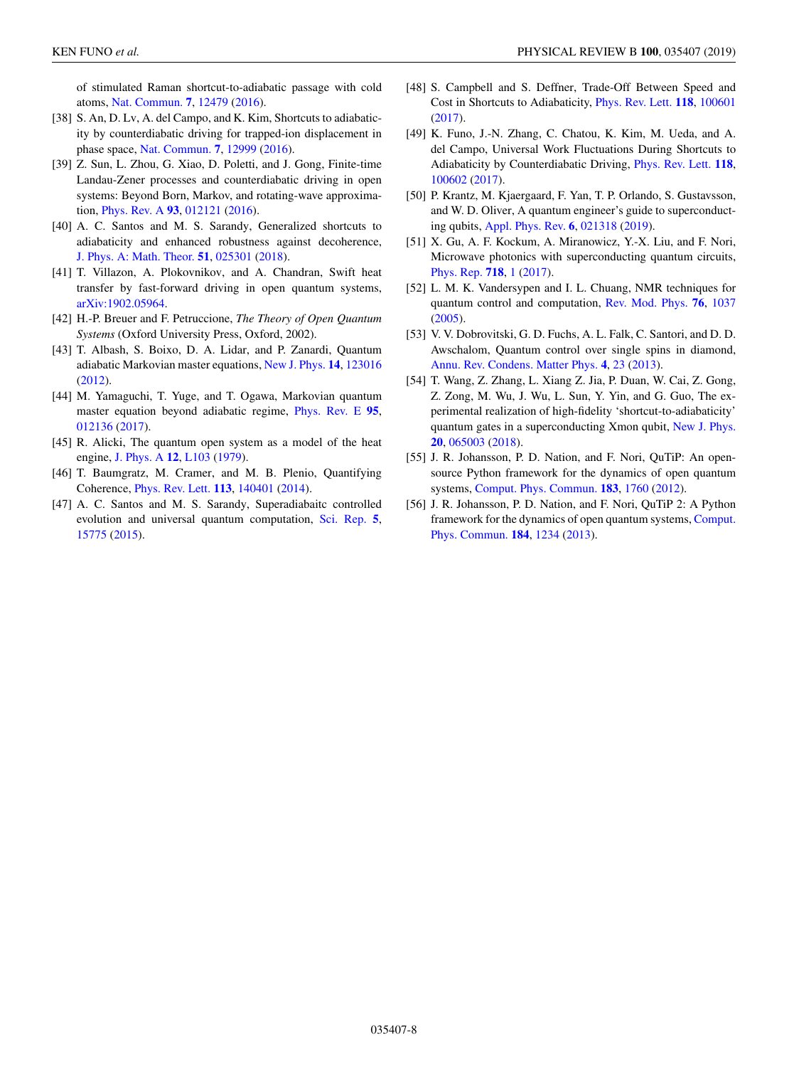of stimulated Raman shortcut-to-adiabatic passage with cold atoms, Nat. Commun. **7**, 12479 (2016).

[38] S. An, D. Lv, A. del Campo, and K. Kim, Shortcuts to adiabaticity by counterdiabatic driving for trapped-ion displacement in phase space, Nat. Commun. **7**, 12999 (2016).

[39] Z. Sun, L. Zhou, G. Xiao, D. Poletti, and J. Gong, Finite-time Landau-Zener processes and counterdiabatic driving in open systems: Beyond Born, Markov, and rotating-wave approximation, Phys. Rev. A **93**, 012121 (2016).

[40] A. C. Santos and M. S. Sarandy, Generalized shortcuts to adiabaticity and enhanced robustness against decoherence, J. Phys. A: Math. Theor. **51**, 025301 (2018).

[41] T. Villazon, A. Plokovnikov, and A. Chandran, Swift heat transfer by fast-forward driving in open quantum systems, arXiv:1902.05964.

[42] H.-P. Breuer and F. Petruccione, *The Theory of Open Quantum Systems* (Oxford University Press, Oxford, 2002).

[43] T. Albash, S. Boixo, D. A. Lidar, and P. Zanardi, Quantum adiabatic Markovian master equations, New J. Phys. **14**, 123016 (2012).

[44] M. Yamaguchi, T. Yuge, and T. Ogawa, Markovian quantum master equation beyond adiabatic regime, Phys. Rev. E **95**, 012136 (2017).

[45] R. Alicki, The quantum open system as a model of the heat engine, J. Phys. A **12**, L103 (1979).

[46] T. Baumgratz, M. Cramer, and M. B. Plenio, Quantifying Coherence, Phys. Rev. Lett. **113**, 140401 (2014).

[47] A. C. Santos and M. S. Sarandy, Superadiabaitc controlled evolution and universal quantum computation, Sci. Rep. **5**, 15775 (2015).

[48] S. Campbell and S. Deffner, Trade-Off Between Speed and Cost in Shortcuts to Adiabaticity, Phys. Rev. Lett. **118**, 100601 (2017).

[49] K. Funo, J.-N. Zhang, C. Chatou, K. Kim, M. Ueda, and A. del Campo, Universal Work Fluctuations During Shortcuts to Adiabaticity by Counterdiabatic Driving, Phys. Rev. Lett. **118**, 100602 (2017).

[50] P. Krantz, M. Kjaergaard, F. Yan, T. P. Orlando, S. Gustavsson, and W. D. Oliver, A quantum engineer's guide to superconducting qubits, Appl. Phys. Rev. **6**, 021318 (2019).

[51] X. Gu, A. F. Kockum, A. Miranowicz, Y.-X. Liu, and F. Nori, Microwave photonics with superconducting quantum circuits, Phys. Rep. **718**, 1 (2017).

[52] L. M. K. Vandersypen and I. L. Chuang, NMR techniques for quantum control and computation, Rev. Mod. Phys. **76**, 1037 (2005).

[53] V. V. Dobrovitski, G. D. Fuchs, A. L. Falk, C. Santori, and D. D. Awschalom, Quantum control over single spins in diamond, Annu. Rev. Condens. Matter Phys. **4**, 23 (2013).

[54] T. Wang, Z. Zhang, L. Xiang Z. Jia, P. Duan, W. Cai, Z. Gong, Z. Zong, M. Wu, J. Wu, L. Sun, Y. Yin, and G. Guo, The experimental realization of high-fidelity 'shortcut-to-adiabaticity' quantum gates in a superconducting Xmon qubit, New J. Phys. **20**, 065003 (2018).

[55] J. R. Johansson, P. D. Nation, and F. Nori, QuTiP: An open-source Python framework for the dynamics of open quantum systems, Comput. Phys. Commun. **183**, 1760 (2012).

[56] J. R. Johansson, P. D. Nation, and F. Nori, QuTiP 2: A Python framework for the dynamics of open quantum systems, Comput. Phys. Commun. **184**, 1234 (2013).